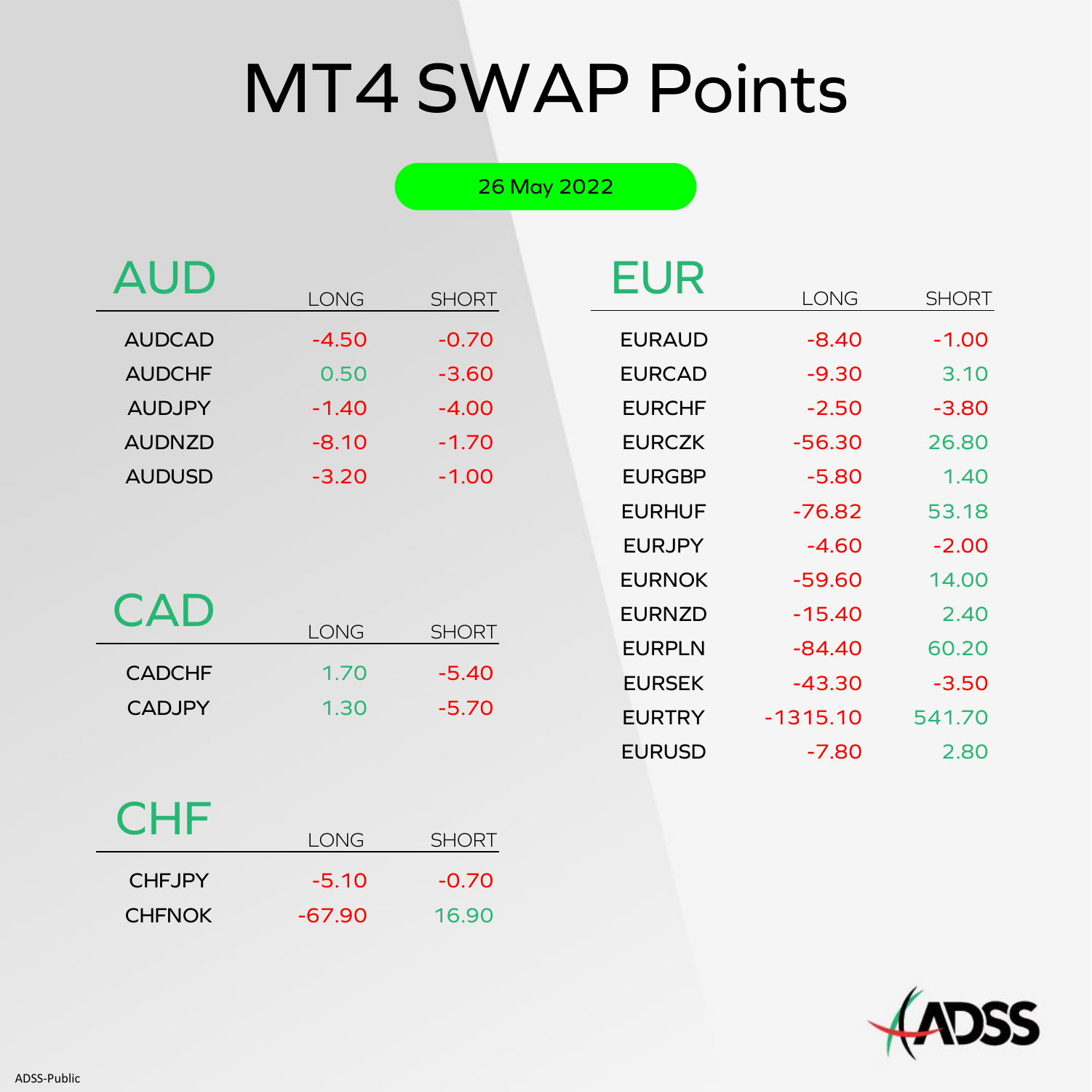# MT4 SWAP Points

26 May 2022

## AUD

| | LONG | SHORT |
|---|---|---|
| AUDCAD | -4.50 | -0.70 |
| AUDCHF | 0.50 | -3.60 |
| AUDJPY | -1.40 | -4.00 |
| AUDNZD | -8.10 | -1.70 |
| AUDUSD | -3.20 | -1.00 |

## CAD

| | LONG | SHORT |
|---|---|---|
| CADCHF | 1.70 | -5.40 |
| CADJPY | 1.30 | -5.70 |

## CHF

| | LONG | SHORT |
|---|---|---|
| CHFJPY | -5.10 | -0.70 |
| CHFNOK | -67.90 | 16.90 |

## EUR

| | LONG | SHORT |
|---|---|---|
| EURAUD | -8.40 | -1.00 |
| EURCAD | -9.30 | 3.10 |
| EURCHF | -2.50 | -3.80 |
| EURCZK | -56.30 | 26.80 |
| EURGBP | -5.80 | 1.40 |
| EURHUF | -76.82 | 53.18 |
| EURJPY | -4.60 | -2.00 |
| EURNOK | -59.60 | 14.00 |
| EURNZD | -15.40 | 2.40 |
| EURPLN | -84.40 | 60.20 |
| EURSEK | -43.30 | -3.50 |
| EURTRY | -1315.10 | 541.70 |
| EURUSD | -7.80 | 2.80 |

ADSS-Public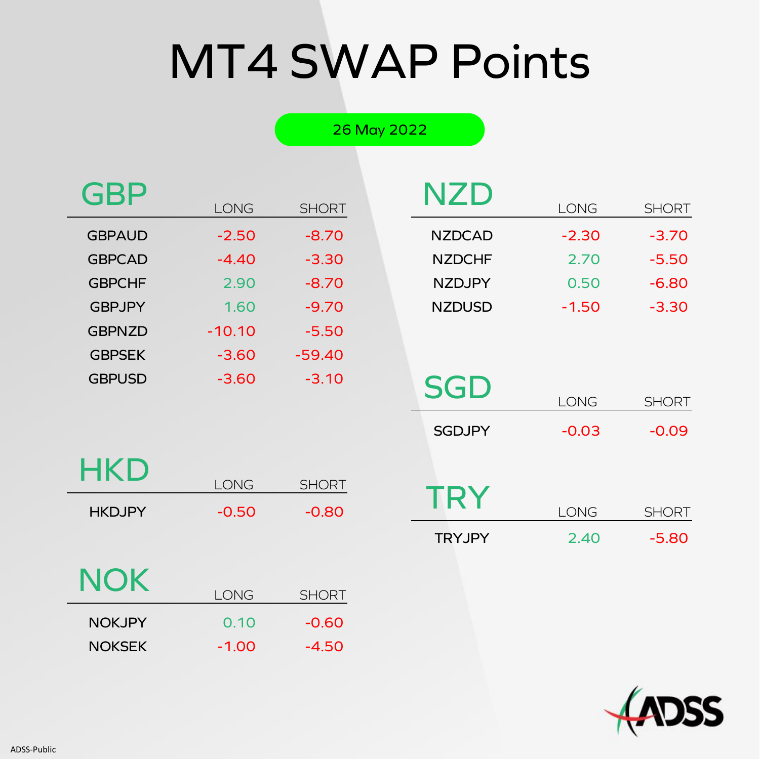# MT4 SWAP Points

26 May 2022

## GBP

| | LONG | SHORT |
|---|---|---|
| GBPAUD | -2.50 | -8.70 |
| GBPCAD | -4.40 | -3.30 |
| GBPCHF | 2.90 | -8.70 |
| GBPJPY | 1.60 | -9.70 |
| GBPNZD | -10.10 | -5.50 |
| GBPSEK | -3.60 | -59.40 |
| GBPUSD | -3.60 | -3.10 |

## HKD

| | LONG | SHORT |
|---|---|---|
| HKDJPY | -0.50 | -0.80 |

## NOK

| | LONG | SHORT |
|---|---|---|
| NOKJPY | 0.10 | -0.60 |
| NOKSEK | -1.00 | -4.50 |

## NZD

| | LONG | SHORT |
|---|---|---|
| NZDCAD | -2.30 | -3.70 |
| NZDCHF | 2.70 | -5.50 |
| NZDJPY | 0.50 | -6.80 |
| NZDUSD | -1.50 | -3.30 |

## SGD

| | LONG | SHORT |
|---|---|---|
| SGDJPY | -0.03 | -0.09 |

## TRY

| | LONG | SHORT |
|---|---|---|
| TRYJPY | 2.40 | -5.80 |

ADSS

ADSS-Public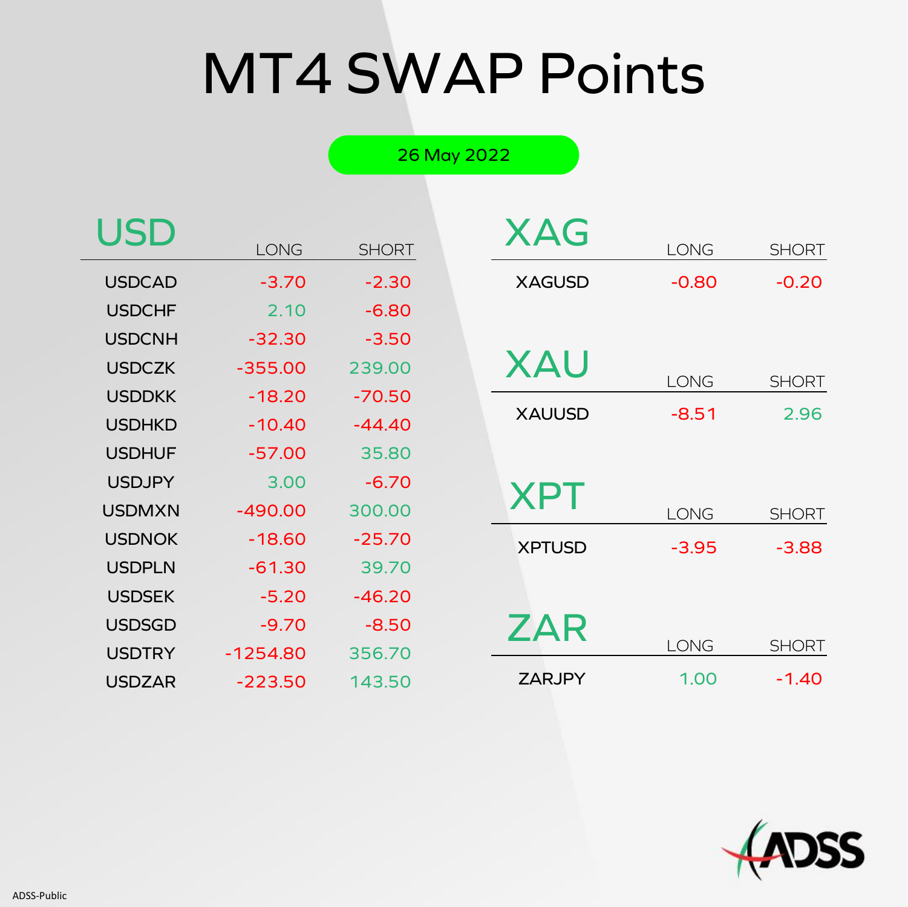# MT4 SWAP Points

26 May 2022

## USD

| USD | LONG | SHORT |
|---|---|---|
| USDCAD | -3.70 | -2.30 |
| USDCHF | 2.10 | -6.80 |
| USDCNH | -32.30 | -3.50 |
| USDCZK | -355.00 | 239.00 |
| USDDKK | -18.20 | -70.50 |
| USDHKD | -10.40 | -44.40 |
| USDHUF | -57.00 | 35.80 |
| USDJPY | 3.00 | -6.70 |
| USDMXN | -490.00 | 300.00 |
| USDNOK | -18.60 | -25.70 |
| USDPLN | -61.30 | 39.70 |
| USDSEK | -5.20 | -46.20 |
| USDSGD | -9.70 | -8.50 |
| USDTRY | -1254.80 | 356.70 |
| USDZAR | -223.50 | 143.50 |

## XAG

| XAG | LONG | SHORT |
|---|---|---|
| XAGUSD | -0.80 | -0.20 |

## XAU

| XAU | LONG | SHORT |
|---|---|---|
| XAUUSD | -8.51 | 2.96 |

## XPT

| XPT | LONG | SHORT |
|---|---|---|
| XPTUSD | -3.95 | -3.88 |

## ZAR

| ZAR | LONG | SHORT |
|---|---|---|
| ZARJPY | 1.00 | -1.40 |

ADSS

ADSS-Public